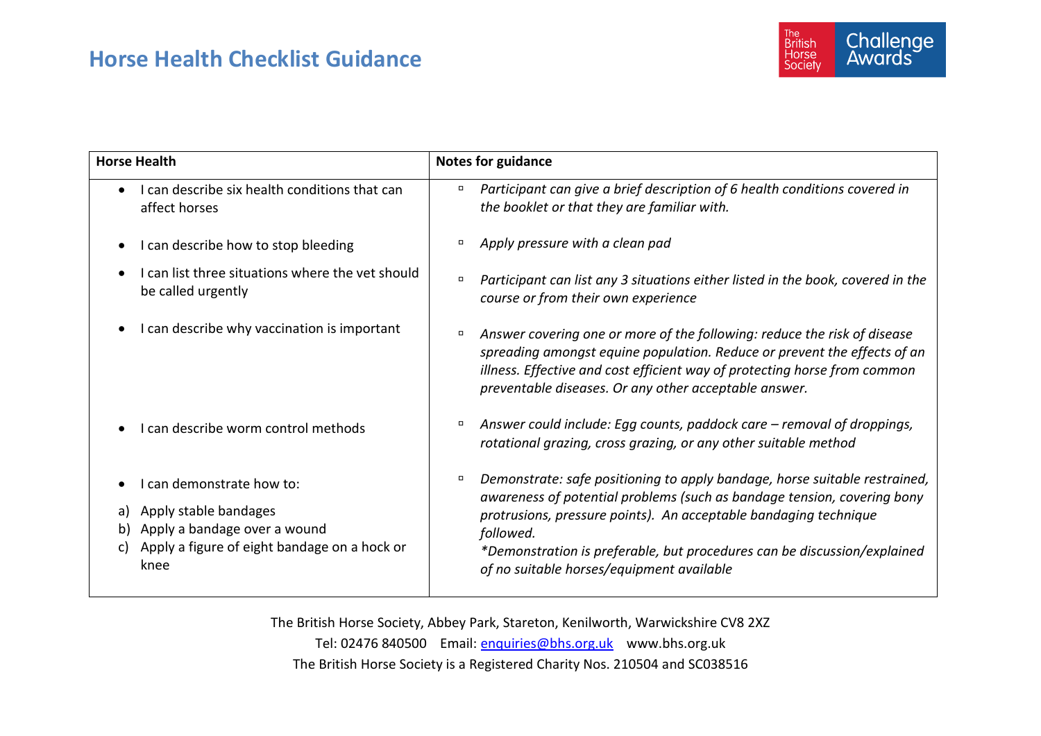# Horse Health Checklist Guidance

| Horse Health | Notes for guidance |
|---|---|
| • I can describe six health conditions that can affect horses | ▫ *Participant can give a brief description of 6 health conditions covered in the booklet or that they are familiar with.* |
| • I can describe how to stop bleeding | ▫ *Apply pressure with a clean pad* |
| • I can list three situations where the vet should be called urgently | ▫ *Participant can list any 3 situations either listed in the book, covered in the course or from their own experience* |
| • I can describe why vaccination is important | ▫ *Answer covering one or more of the following: reduce the risk of disease spreading amongst equine population. Reduce or prevent the effects of an illness. Effective and cost efficient way of protecting horse from common preventable diseases. Or any other acceptable answer.* |
| • I can describe worm control methods | ▫ *Answer could include: Egg counts, paddock care – removal of droppings, rotational grazing, cross grazing, or any other suitable method* |
| • I can demonstrate how to:<br>a) Apply stable bandages<br>b) Apply a bandage over a wound<br>c) Apply a figure of eight bandage on a hock or knee | ▫ *Demonstrate: safe positioning to apply bandage, horse suitable restrained, awareness of potential problems (such as bandage tension, covering bony protrusions, pressure points). An acceptable bandaging technique followed.*<br>*\*Demonstration is preferable, but procedures can be discussion/explained of no suitable horses/equipment available* |

The British Horse Society, Abbey Park, Stareton, Kenilworth, Warwickshire CV8 2XZ
Tel: 02476 840500 Email: enquiries@bhs.org.uk www.bhs.org.uk
The British Horse Society is a Registered Charity Nos. 210504 and SC038516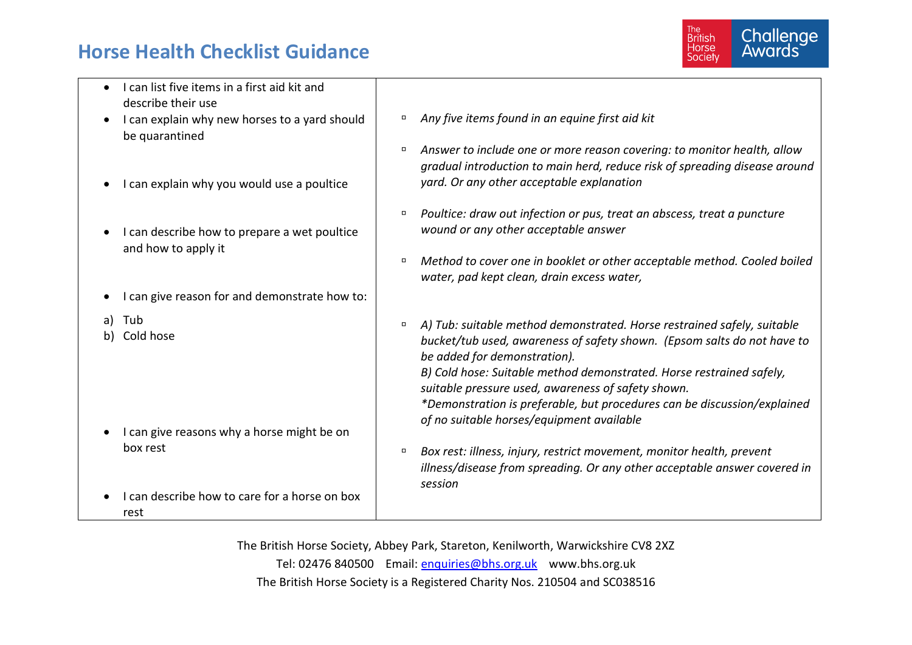# Horse Health Checklist Guidance

| | |
|---|---|
| • I can list five items in a first aid kit and describe their use | ▫ *Any five items found in an equine first aid kit* |
| • I can explain why new horses to a yard should be quarantined | ▫ *Answer to include one or more reason covering: to monitor health, allow gradual introduction to main herd, reduce risk of spreading disease around yard. Or any other acceptable explanation* |
| • I can explain why you would use a poultice | ▫ *Poultice: draw out infection or pus, treat an abscess, treat a puncture wound or any other acceptable answer* |
| • I can describe how to prepare a wet poultice and how to apply it | ▫ *Method to cover one in booklet or other acceptable method. Cooled boiled water, pad kept clean, drain excess water,* |
| • I can give reason for and demonstrate how to:<br>a) Tub<br>b) Cold hose | ▫ *A) Tub: suitable method demonstrated. Horse restrained safely, suitable bucket/tub used, awareness of safety shown. (Epsom salts do not have to be added for demonstration).*<br>*B) Cold hose: Suitable method demonstrated. Horse restrained safely, suitable pressure used, awareness of safety shown.*<br>*\*Demonstration is preferable, but procedures can be discussion/explained of no suitable horses/equipment available* |
| • I can give reasons why a horse might be on box rest | ▫ *Box rest: illness, injury, restrict movement, monitor health, prevent illness/disease from spreading. Or any other acceptable answer covered in session* |
| • I can describe how to care for a horse on box rest | |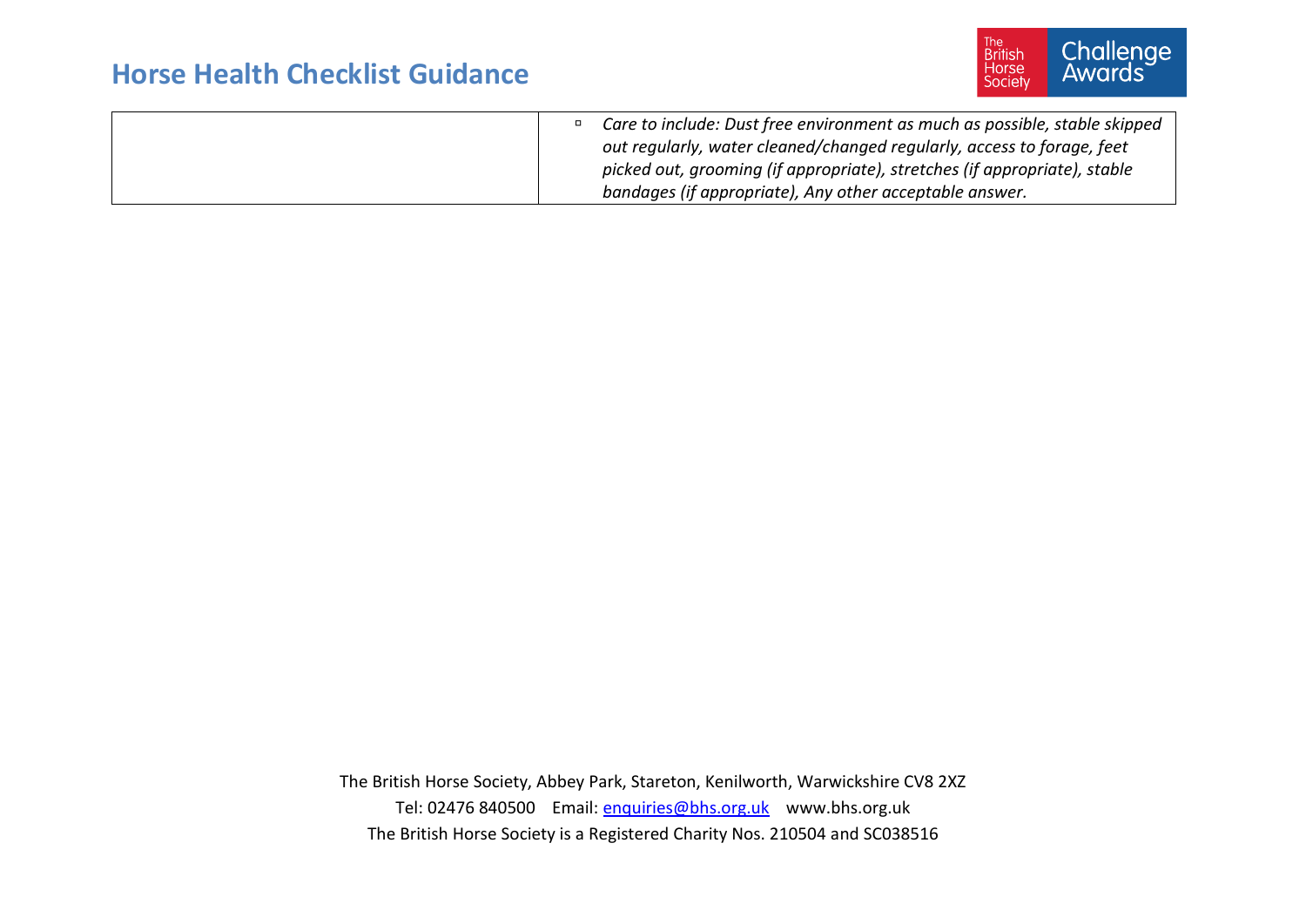| | |
|---|---|
| | - *Care to include: Dust free environment as much as possible, stable skipped out regularly, water cleaned/changed regularly, access to forage, feet picked out, grooming (if appropriate), stretches (if appropriate), stable bandages (if appropriate), Any other acceptable answer.* |